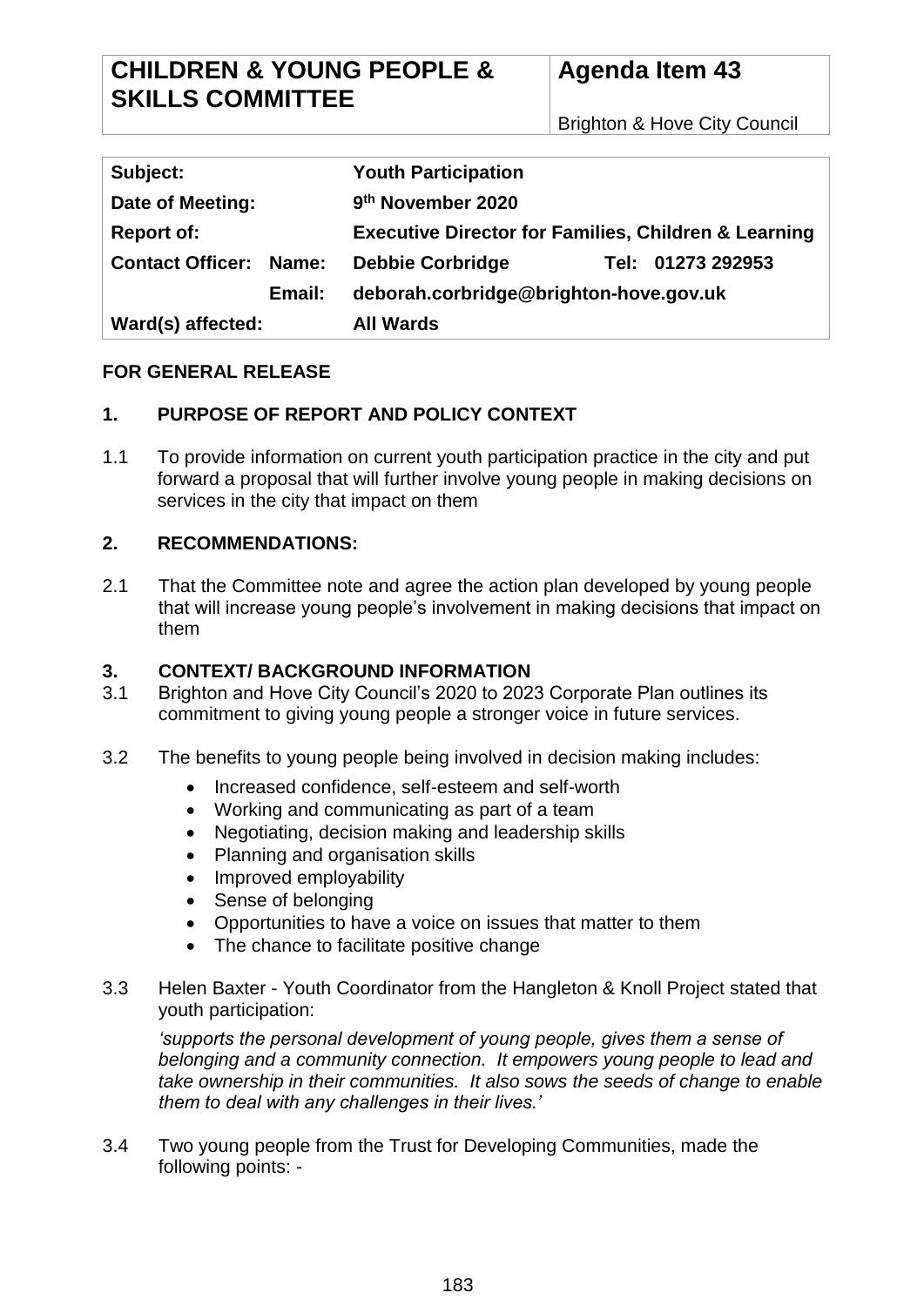| CHILDREN & YOUNG PEOPLE & SKILLS COMMITTEE | Agenda Item 43 |
| --- | --- |
| | Brighton & Hove City Council |

| | | | |
| --- | --- | --- | --- |
| **Subject:** | | **Youth Participation** | |
| **Date of Meeting:** | | **9th November 2020** | |
| **Report of:** | | **Executive Director for Families, Children & Learning** | |
| **Contact Officer:** | **Name:** | **Debbie Corbridge** | **Tel: 01273 292953** |
| | **Email:** | **deborah.corbridge@brighton-hove.gov.uk** | |
| **Ward(s) affected:** | | **All Wards** | |

**FOR GENERAL RELEASE**

## 1. PURPOSE OF REPORT AND POLICY CONTEXT

1.1 To provide information on current youth participation practice in the city and put forward a proposal that will further involve young people in making decisions on services in the city that impact on them

## 2. RECOMMENDATIONS:

2.1 That the Committee note and agree the action plan developed by young people that will increase young people's involvement in making decisions that impact on them

## 3. CONTEXT/ BACKGROUND INFORMATION

3.1 Brighton and Hove City Council's 2020 to 2023 Corporate Plan outlines its commitment to giving young people a stronger voice in future services.

3.2 The benefits to young people being involved in decision making includes:

- Increased confidence, self-esteem and self-worth
- Working and communicating as part of a team
- Negotiating, decision making and leadership skills
- Planning and organisation skills
- Improved employability
- Sense of belonging
- Opportunities to have a voice on issues that matter to them
- The chance to facilitate positive change

3.3 Helen Baxter - Youth Coordinator from the Hangleton & Knoll Project stated that youth participation:

*'supports the personal development of young people, gives them a sense of belonging and a community connection. It empowers young people to lead and take ownership in their communities. It also sows the seeds of change to enable them to deal with any challenges in their lives.'*

3.4 Two young people from the Trust for Developing Communities, made the following points: -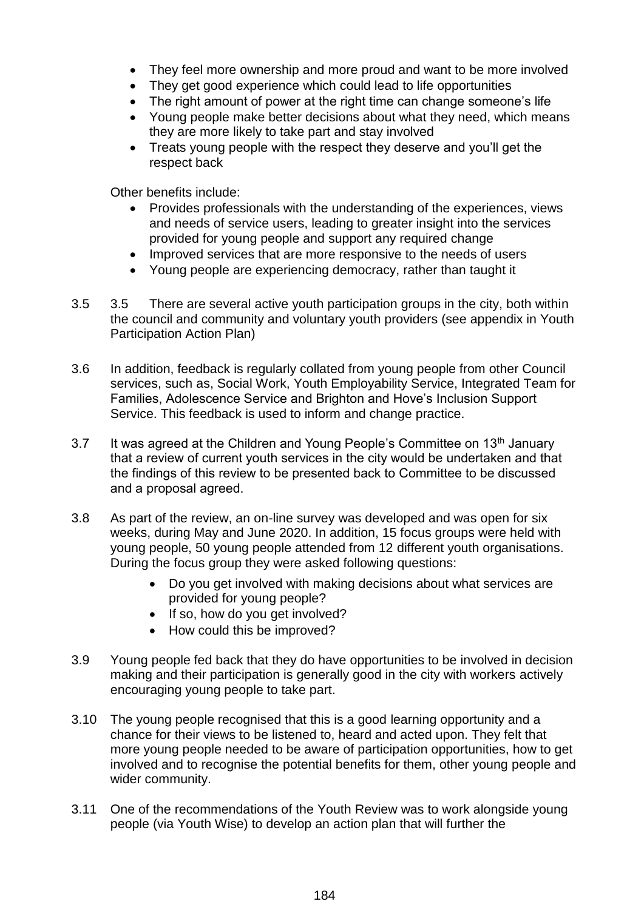- They feel more ownership and more proud and want to be more involved
- They get good experience which could lead to life opportunities
- The right amount of power at the right time can change someone's life
- Young people make better decisions about what they need, which means they are more likely to take part and stay involved
- Treats young people with the respect they deserve and you'll get the respect back

Other benefits include:

- Provides professionals with the understanding of the experiences, views and needs of service users, leading to greater insight into the services provided for young people and support any required change
- Improved services that are more responsive to the needs of users
- Young people are experiencing democracy, rather than taught it

3.5 3.5 There are several active youth participation groups in the city, both within the council and community and voluntary youth providers (see appendix in Youth Participation Action Plan)

3.6 In addition, feedback is regularly collated from young people from other Council services, such as, Social Work, Youth Employability Service, Integrated Team for Families, Adolescence Service and Brighton and Hove's Inclusion Support Service. This feedback is used to inform and change practice.

3.7 It was agreed at the Children and Young People's Committee on 13th January that a review of current youth services in the city would be undertaken and that the findings of this review to be presented back to Committee to be discussed and a proposal agreed.

3.8 As part of the review, an on-line survey was developed and was open for six weeks, during May and June 2020. In addition, 15 focus groups were held with young people, 50 young people attended from 12 different youth organisations. During the focus group they were asked following questions:

- Do you get involved with making decisions about what services are provided for young people?
- If so, how do you get involved?
- How could this be improved?

3.9 Young people fed back that they do have opportunities to be involved in decision making and their participation is generally good in the city with workers actively encouraging young people to take part.

3.10 The young people recognised that this is a good learning opportunity and a chance for their views to be listened to, heard and acted upon. They felt that more young people needed to be aware of participation opportunities, how to get involved and to recognise the potential benefits for them, other young people and wider community.

3.11 One of the recommendations of the Youth Review was to work alongside young people (via Youth Wise) to develop an action plan that will further the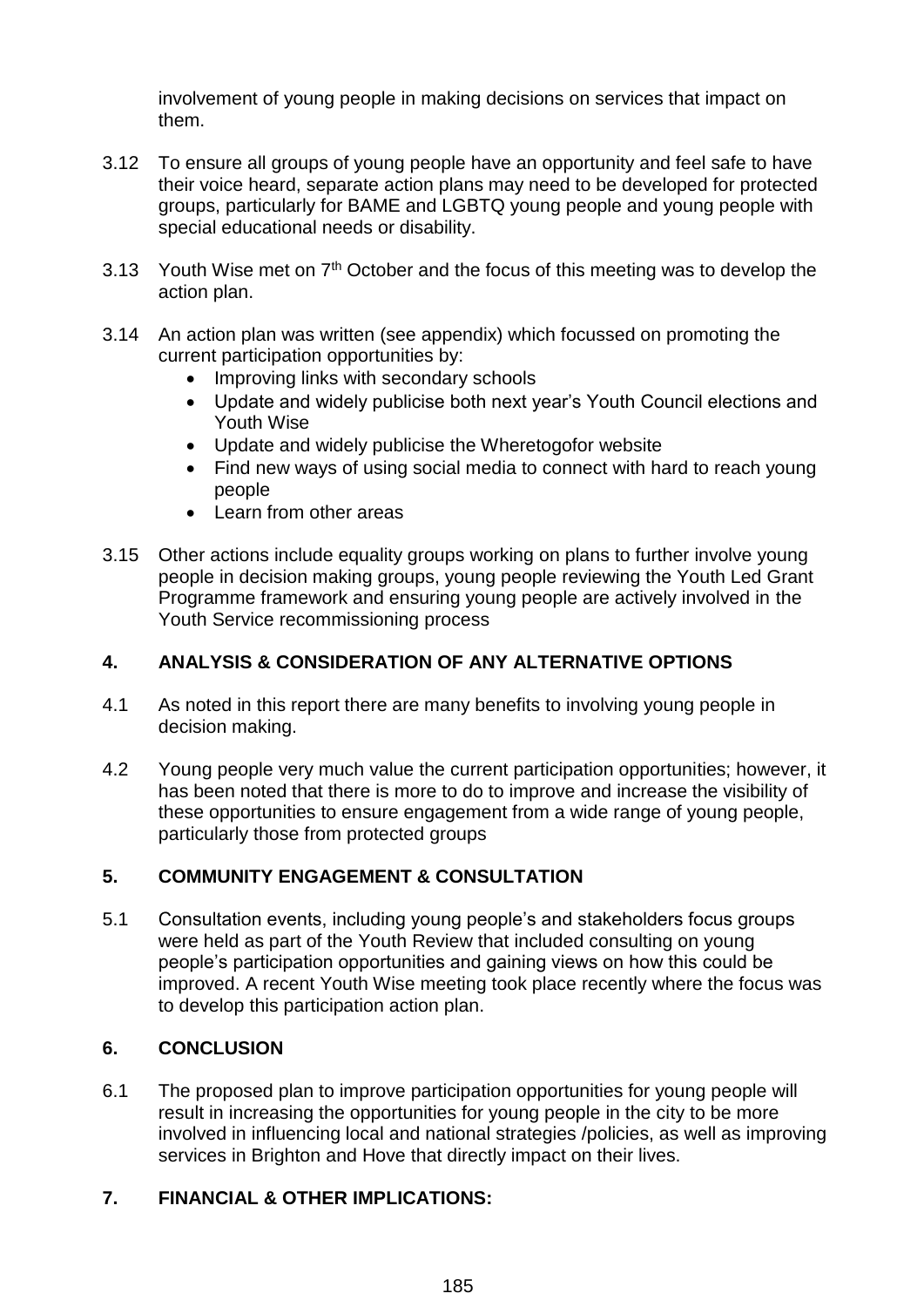involvement of young people in making decisions on services that impact on them.

3.12 To ensure all groups of young people have an opportunity and feel safe to have their voice heard, separate action plans may need to be developed for protected groups, particularly for BAME and LGBTQ young people and young people with special educational needs or disability.

3.13 Youth Wise met on 7th October and the focus of this meeting was to develop the action plan.

3.14 An action plan was written (see appendix) which focussed on promoting the current participation opportunities by:

- Improving links with secondary schools
- Update and widely publicise both next year's Youth Council elections and Youth Wise
- Update and widely publicise the Wheretogofor website
- Find new ways of using social media to connect with hard to reach young people
- Learn from other areas

3.15 Other actions include equality groups working on plans to further involve young people in decision making groups, young people reviewing the Youth Led Grant Programme framework and ensuring young people are actively involved in the Youth Service recommissioning process

## 4. ANALYSIS & CONSIDERATION OF ANY ALTERNATIVE OPTIONS

4.1 As noted in this report there are many benefits to involving young people in decision making.

4.2 Young people very much value the current participation opportunities; however, it has been noted that there is more to do to improve and increase the visibility of these opportunities to ensure engagement from a wide range of young people, particularly those from protected groups

## 5. COMMUNITY ENGAGEMENT & CONSULTATION

5.1 Consultation events, including young people's and stakeholders focus groups were held as part of the Youth Review that included consulting on young people's participation opportunities and gaining views on how this could be improved. A recent Youth Wise meeting took place recently where the focus was to develop this participation action plan.

## 6. CONCLUSION

6.1 The proposed plan to improve participation opportunities for young people will result in increasing the opportunities for young people in the city to be more involved in influencing local and national strategies /policies, as well as improving services in Brighton and Hove that directly impact on their lives.

## 7. FINANCIAL & OTHER IMPLICATIONS: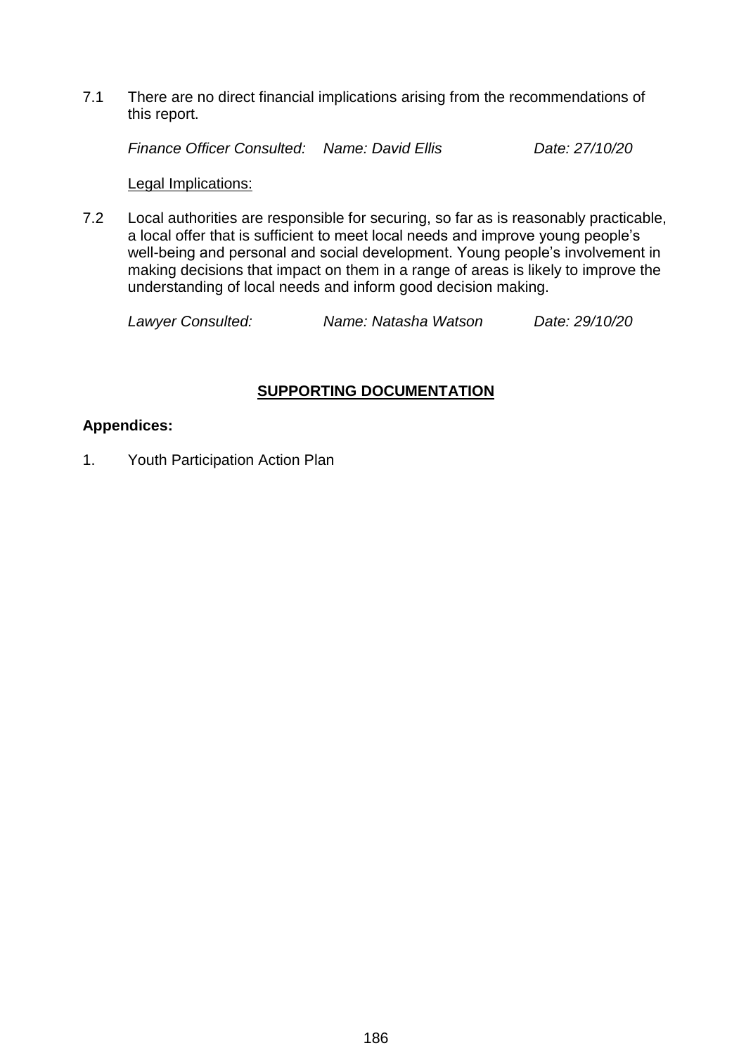7.1 There are no direct financial implications arising from the recommendations of this report.

*Finance Officer Consulted: Name: David Ellis Date: 27/10/20*

Legal Implications:

7.2 Local authorities are responsible for securing, so far as is reasonably practicable, a local offer that is sufficient to meet local needs and improve young people's well-being and personal and social development. Young people's involvement in making decisions that impact on them in a range of areas is likely to improve the understanding of local needs and inform good decision making.

*Lawyer Consulted: Name: Natasha Watson Date: 29/10/20*

## SUPPORTING DOCUMENTATION

**Appendices:**

1. Youth Participation Action Plan